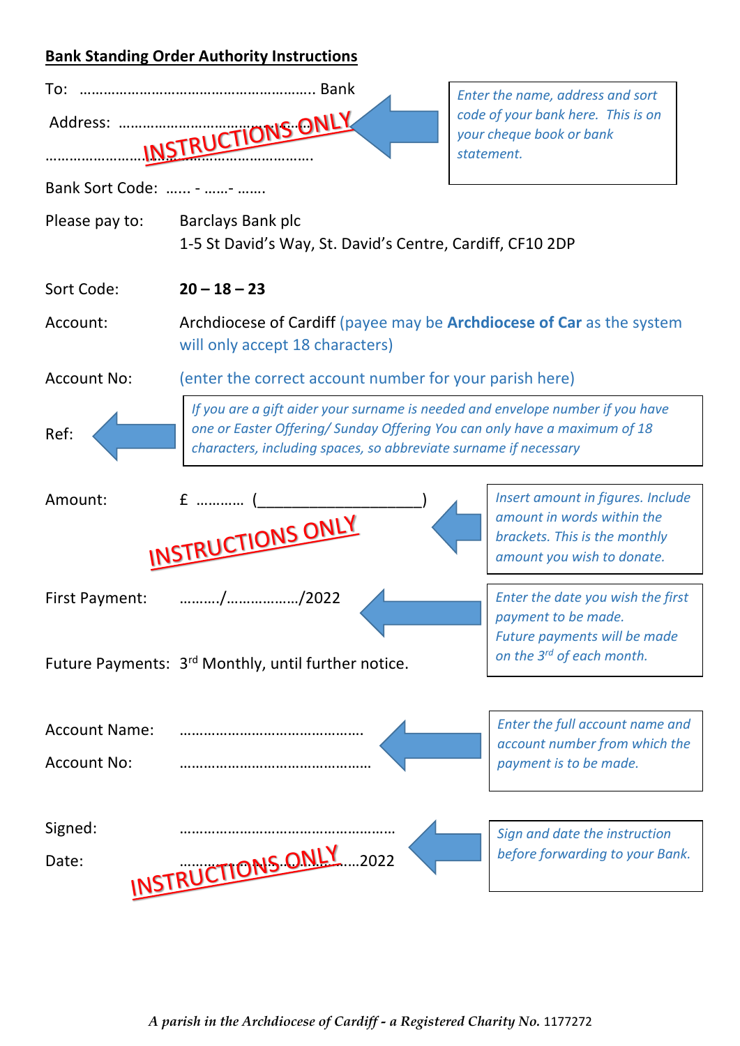## Bank Standing Order Authority Instructions

To: ………………………………………………….. Bank

Address: …………………………………………………

…………………………………………………………………..

*Enter the name, address and sort code of your bank here. This is on your cheque book or bank statement.*

INSTRUCTIONS ONLY

Bank Sort Code: …… - ……- …….

Please pay to: Barclays Bank plc
1-5 St David's Way, St. David's Centre, Cardiff, CF10 2DP

Sort Code: **20 – 18 – 23**

Account: Archdiocese of Cardiff (payee may be **Archdiocese of Car** as the system will only accept 18 characters)

Account No: (enter the correct account number for your parish here)

Ref:

*If you are a gift aider your surname is needed and envelope number if you have one or Easter Offering/ Sunday Offering You can only have a maximum of 18 characters, including spaces, so abbreviate surname if necessary*

Amount: £ ………… (____________________)

*Insert amount in figures. Include amount in words within the brackets. This is the monthly amount you wish to donate.*

INSTRUCTIONS ONLY

First Payment: ………./……………../2022

*Enter the date you wish the first payment to be made. Future payments will be made on the 3rd of each month.*

Future Payments: 3rd Monthly, until further notice.

Account Name: ………………………………………

Account No: ………………………………………

*Enter the full account name and account number from which the payment is to be made.*

Signed: ………………………………………………

Date: ………………………………………2022

*Sign and date the instruction before forwarding to your Bank.*

INSTRUCTIONS ONLY

*A parish in the Archdiocese of Cardiff - a Registered Charity No.* 1177272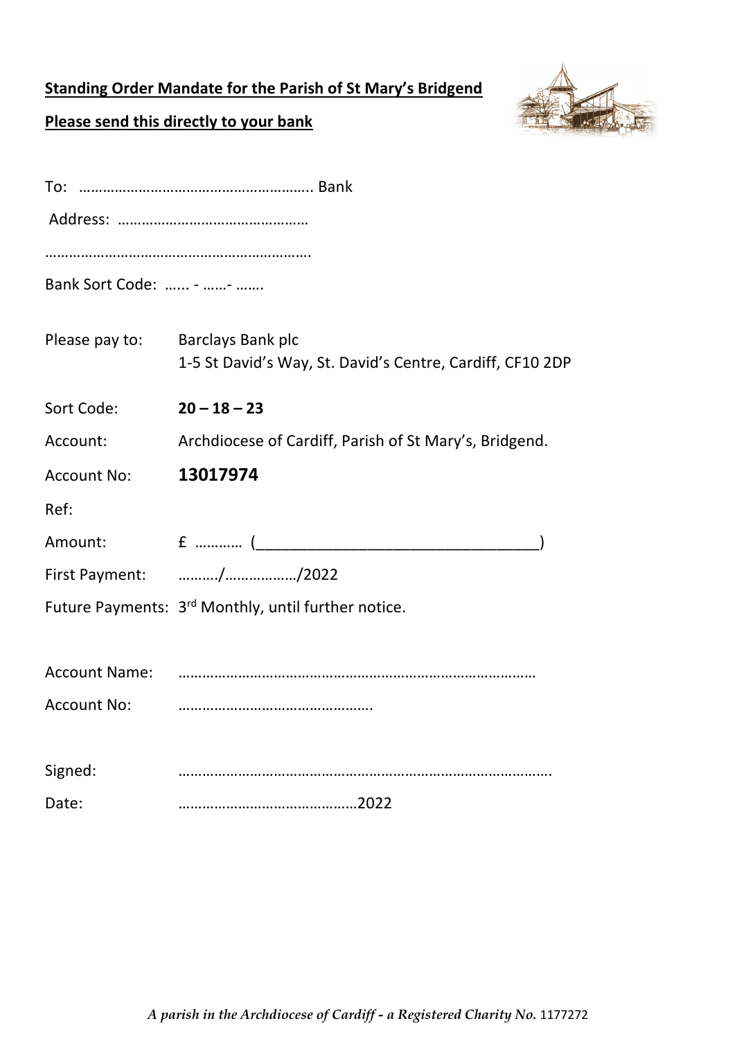**Standing Order Mandate for the Parish of St Mary's Bridgend**

**Please send this directly to your bank**

To: ………………………………………………….. Bank

Address: ………………………………………

………………………………………………………….

Bank Sort Code: …... - ……- …….

Please pay to: Barclays Bank plc
1-5 St David's Way, St. David's Centre, Cardiff, CF10 2DP

Sort Code: **20 – 18 – 23**

Account: Archdiocese of Cardiff, Parish of St Mary's, Bridgend.

Account No: **13017974**

Ref:

Amount: £ ………… (_________________________________)

First Payment: ………./………………/2022

Future Payments: 3rd Monthly, until further notice.

Account Name: ………………………………………………………………………

Account No: ………………………………………….

Signed: ……………………………………………………………………………….

Date: ……………………………………2022

*A parish in the Archdiocese of Cardiff - a Registered Charity No.* 1177272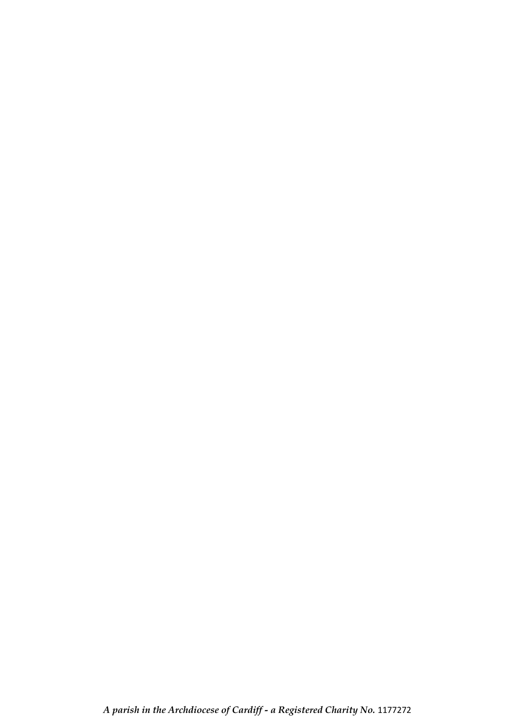***A parish in the Archdiocese of Cardiff - a Registered Charity No.*** 1177272